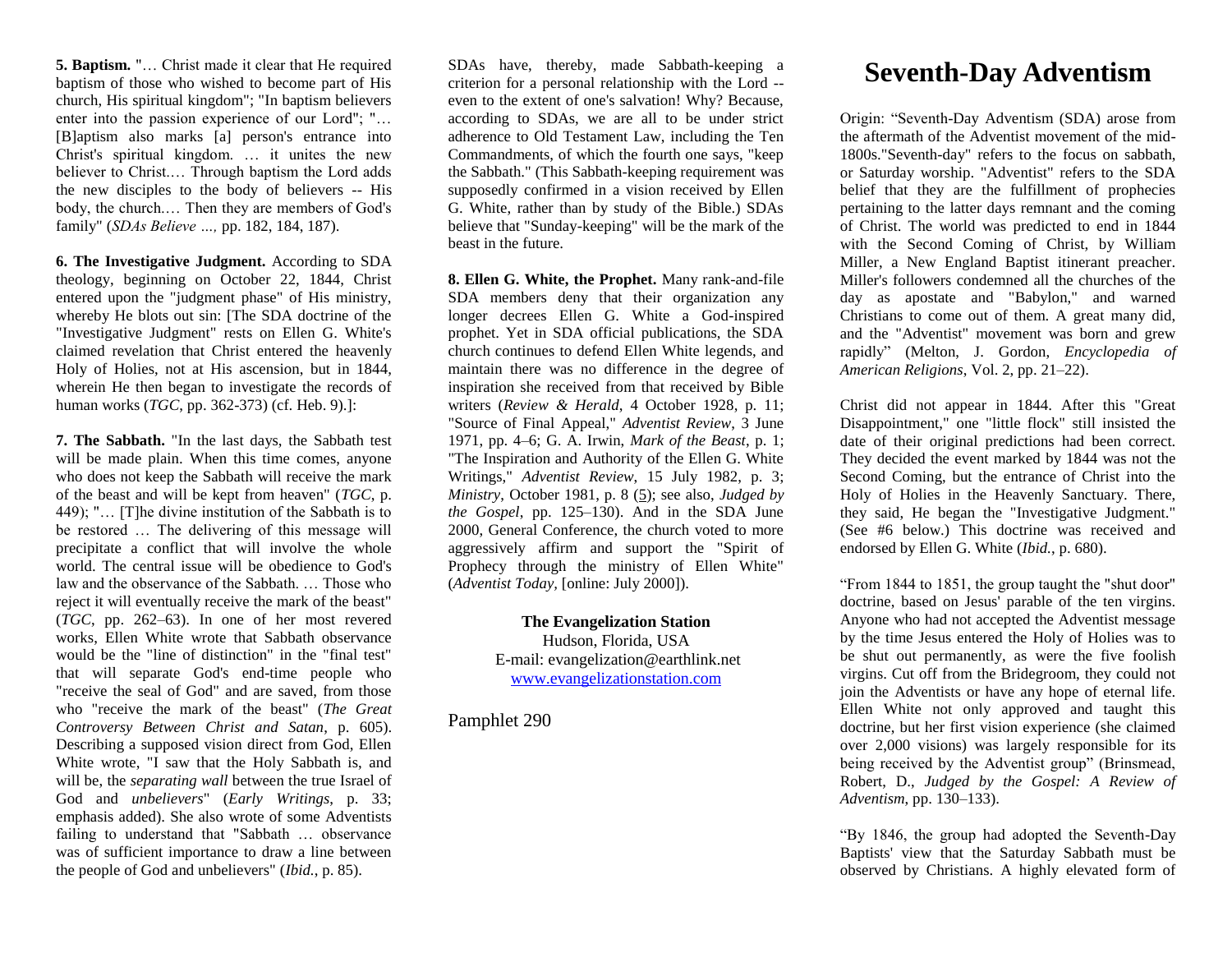**5. Baptism.** "… Christ made it clear that He required baptism of those who wished to become part of His church, His spiritual kingdom"; "In baptism believers enter into the passion experience of our Lord"; "… [B]aptism also marks [a] person's entrance into Christ's spiritual kingdom. … it unites the new believer to Christ.… Through baptism the Lord adds the new disciples to the body of believers -- His body, the church.… Then they are members of God's family" (*SDAs Believe …,* pp. 182, 184, 187).

**6. The Investigative Judgment.** According to SDA theology, beginning on October 22, 1844, Christ entered upon the "judgment phase" of His ministry, whereby He blots out sin: [The SDA doctrine of the "Investigative Judgment" rests on Ellen G. White's claimed revelation that Christ entered the heavenly Holy of Holies, not at His ascension, but in 1844, wherein He then began to investigate the records of human works (*TGC*, pp. 362-373) (cf. Heb. 9).]:

**7. The Sabbath.** "In the last days, the Sabbath test will be made plain. When this time comes, anyone who does not keep the Sabbath will receive the mark of the beast and will be kept from heaven" (*TGC*, p. 449); "… [T]he divine institution of the Sabbath is to be restored … The delivering of this message will precipitate a conflict that will involve the whole world. The central issue will be obedience to God's law and the observance of the Sabbath. … Those who reject it will eventually receive the mark of the beast" (*TGC*, pp. 262–63). In one of her most revered works, Ellen White wrote that Sabbath observance would be the "line of distinction" in the "final test" that will separate God's end-time people who "receive the seal of God" and are saved, from those who "receive the mark of the beast" (*The Great Controversy Between Christ and Satan*, p. 605). Describing a supposed vision direct from God, Ellen White wrote, "I saw that the Holy Sabbath is, and will be, the *separating wall* between the true Israel of God and *unbelievers*" (*Early Writings*, p. 33; emphasis added). She also wrote of some Adventists failing to understand that "Sabbath … observance was of sufficient importance to draw a line between the people of God and unbelievers" (*Ibid.*, p. 85).

SDAs have, thereby, made Sabbath-keeping a criterion for a personal relationship with the Lord -- even to the extent of one's salvation! Why? Because, according to SDAs, we are all to be under strict adherence to Old Testament Law, including the Ten Commandments, of which the fourth one says, "keep the Sabbath." (This Sabbath-keeping requirement was supposedly confirmed in a vision received by Ellen G. White, rather than by study of the Bible.) SDAs believe that "Sunday-keeping" will be the mark of the beast in the future.

**8. Ellen G. White, the Prophet.** Many rank-and-file SDA members deny that their organization any longer decrees Ellen G. White a God-inspired prophet. Yet in SDA official publications, the SDA church continues to defend Ellen White legends, and maintain there was no difference in the degree of inspiration she received from that received by Bible writers (*Review & Herald*, 4 October 1928, p. 11; "Source of Final Appeal," *Adventist Review*, 3 June 1971, pp. 4–6; G. A. Irwin, *Mark of the Beast*, p. 1; "The Inspiration and Authority of the Ellen G. White Writings," *Adventist Review*, 15 July 1982, p. 3; *Ministry*, October 1981, p. 8 (5); see also, *Judged by the Gospel*, pp. 125–130). And in the SDA June 2000, General Conference, the church voted to more aggressively affirm and support the "Spirit of Prophecy through the ministry of Ellen White" (*Adventist Today*, [online: July 2000]).

**The Evangelization Station**
Hudson, Florida, USA
E-mail: evangelization@earthlink.net
www.evangelizationstation.com

Pamphlet 290

# Seventh-Day Adventism

Origin: "Seventh-Day Adventism (SDA) arose from the aftermath of the Adventist movement of the mid-1800s."Seventh-day" refers to the focus on sabbath, or Saturday worship. "Adventist" refers to the SDA belief that they are the fulfillment of prophecies pertaining to the latter days remnant and the coming of Christ. The world was predicted to end in 1844 with the Second Coming of Christ, by William Miller, a New England Baptist itinerant preacher. Miller's followers condemned all the churches of the day as apostate and "Babylon," and warned Christians to come out of them. A great many did, and the "Adventist" movement was born and grew rapidly" (Melton, J. Gordon, *Encyclopedia of American Religions*, Vol. 2, pp. 21–22).

Christ did not appear in 1844. After this "Great Disappointment," one "little flock" still insisted the date of their original predictions had been correct. They decided the event marked by 1844 was not the Second Coming, but the entrance of Christ into the Holy of Holies in the Heavenly Sanctuary. There, they said, He began the "Investigative Judgment." (See #6 below.) This doctrine was received and endorsed by Ellen G. White (*Ibid.*, p. 680).

"From 1844 to 1851, the group taught the "shut door" doctrine, based on Jesus' parable of the ten virgins. Anyone who had not accepted the Adventist message by the time Jesus entered the Holy of Holies was to be shut out permanently, as were the five foolish virgins. Cut off from the Bridegroom, they could not join the Adventists or have any hope of eternal life. Ellen White not only approved and taught this doctrine, but her first vision experience (she claimed over 2,000 visions) was largely responsible for its being received by the Adventist group" (Brinsmead, Robert, D., *Judged by the Gospel: A Review of Adventism*, pp. 130–133).

"By 1846, the group had adopted the Seventh-Day Baptists' view that the Saturday Sabbath must be observed by Christians. A highly elevated form of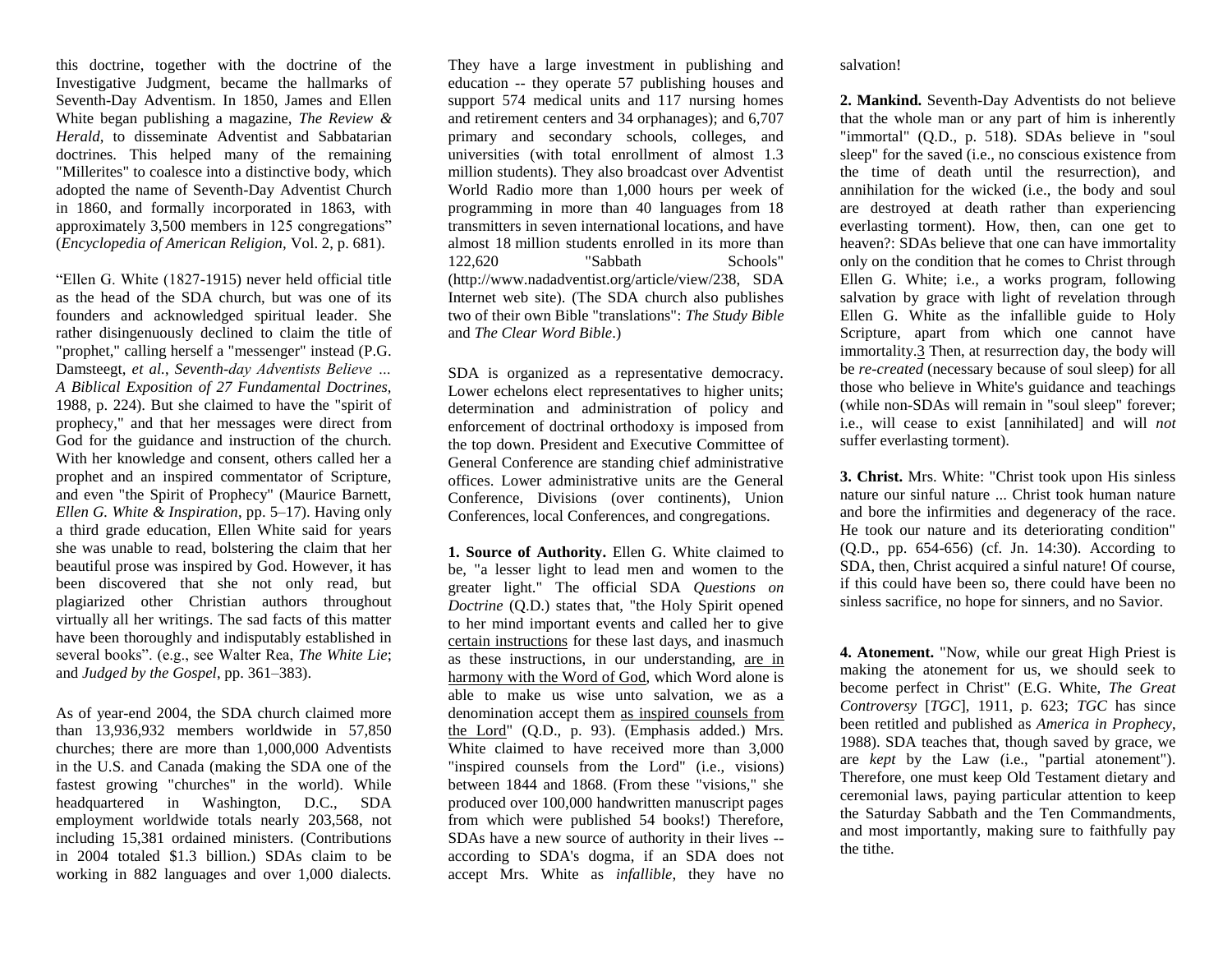this doctrine, together with the doctrine of the Investigative Judgment, became the hallmarks of Seventh-Day Adventism. In 1850, James and Ellen White began publishing a magazine, *The Review & Herald*, to disseminate Adventist and Sabbatarian doctrines. This helped many of the remaining "Millerites" to coalesce into a distinctive body, which adopted the name of Seventh-Day Adventist Church in 1860, and formally incorporated in 1863, with approximately 3,500 members in 125 congregations" (*Encyclopedia of American Religion*, Vol. 2, p. 681).

"Ellen G. White (1827-1915) never held official title as the head of the SDA church, but was one of its founders and acknowledged spiritual leader. She rather disingenuously declined to claim the title of "prophet," calling herself a "messenger" instead (P.G. Damsteegt, *et al.*, *Seventh-day Adventists Believe ... A Biblical Exposition of 27 Fundamental Doctrines*, 1988, p. 224). But she claimed to have the "spirit of prophecy," and that her messages were direct from God for the guidance and instruction of the church. With her knowledge and consent, others called her a prophet and an inspired commentator of Scripture, and even "the Spirit of Prophecy" (Maurice Barnett, *Ellen G. White & Inspiration*, pp. 5–17). Having only a third grade education, Ellen White said for years she was unable to read, bolstering the claim that her beautiful prose was inspired by God. However, it has been discovered that she not only read, but plagiarized other Christian authors throughout virtually all her writings. The sad facts of this matter have been thoroughly and indisputably established in several books". (e.g., see Walter Rea, *The White Lie*; and *Judged by the Gospel*, pp. 361–383).

As of year-end 2004, the SDA church claimed more than 13,936,932 members worldwide in 57,850 churches; there are more than 1,000,000 Adventists in the U.S. and Canada (making the SDA one of the fastest growing "churches" in the world). While headquartered in Washington, D.C., SDA employment worldwide totals nearly 203,568, not including 15,381 ordained ministers. (Contributions in 2004 totaled $1.3 billion.) SDAs claim to be working in 882 languages and over 1,000 dialects. They have a large investment in publishing and education -- they operate 57 publishing houses and support 574 medical units and 117 nursing homes and retirement centers and 34 orphanages); and 6,707 primary and secondary schools, colleges, and universities (with total enrollment of almost 1.3 million students). They also broadcast over Adventist World Radio more than 1,000 hours per week of programming in more than 40 languages from 18 transmitters in seven international locations, and have almost 18 million students enrolled in its more than 122,620 "Sabbath Schools" (http://www.nadadventist.org/article/view/238, SDA Internet web site). (The SDA church also publishes two of their own Bible "translations": *The Study Bible* and *The Clear Word Bible*.)

SDA is organized as a representative democracy. Lower echelons elect representatives to higher units; determination and administration of policy and enforcement of doctrinal orthodoxy is imposed from the top down. President and Executive Committee of General Conference are standing chief administrative offices. Lower administrative units are the General Conference, Divisions (over continents), Union Conferences, local Conferences, and congregations.

**1. Source of Authority.** Ellen G. White claimed to be, "a lesser light to lead men and women to the greater light." The official SDA *Questions on Doctrine* (Q.D.) states that, "the Holy Spirit opened to her mind important events and called her to give certain instructions for these last days, and inasmuch as these instructions, in our understanding, are in harmony with the Word of God, which Word alone is able to make us wise unto salvation, we as a denomination accept them as inspired counsels from the Lord" (Q.D., p. 93). (Emphasis added.) Mrs. White claimed to have received more than 3,000 "inspired counsels from the Lord" (i.e., visions) between 1844 and 1868. (From these "visions," she produced over 100,000 handwritten manuscript pages from which were published 54 books!) Therefore, SDAs have a new source of authority in their lives -- according to SDA's dogma, if an SDA does not accept Mrs. White as *infallible*, they have no salvation!

**2. Mankind.** Seventh-Day Adventists do not believe that the whole man or any part of him is inherently "immortal" (Q.D., p. 518). SDAs believe in "soul sleep" for the saved (i.e., no conscious existence from the time of death until the resurrection), and annihilation for the wicked (i.e., the body and soul are destroyed at death rather than experiencing everlasting torment). How, then, can one get to heaven?: SDAs believe that one can have immortality only on the condition that he comes to Christ through Ellen G. White; i.e., a works program, following salvation by grace with light of revelation through Ellen G. White as the infallible guide to Holy Scripture, apart from which one cannot have immortality.[3] Then, at resurrection day, the body will be *re-created* (necessary because of soul sleep) for all those who believe in White's guidance and teachings (while non-SDAs will remain in "soul sleep" forever; i.e., will cease to exist [annihilated] and will *not* suffer everlasting torment).

**3. Christ.** Mrs. White: "Christ took upon His sinless nature our sinful nature ... Christ took human nature and bore the infirmities and degeneracy of the race. He took our nature and its deteriorating condition" (Q.D., pp. 654-656) (cf. Jn. 14:30). According to SDA, then, Christ acquired a sinful nature! Of course, if this could have been so, there could have been no sinless sacrifice, no hope for sinners, and no Savior.

**4. Atonement.** "Now, while our great High Priest is making the atonement for us, we should seek to become perfect in Christ" (E.G. White, *The Great Controversy* [*TGC*], 1911, p. 623; *TGC* has since been retitled and published as *America in Prophecy*, 1988). SDA teaches that, though saved by grace, we are *kept* by the Law (i.e., "partial atonement"). Therefore, one must keep Old Testament dietary and ceremonial laws, paying particular attention to keep the Saturday Sabbath and the Ten Commandments, and most importantly, making sure to faithfully pay the tithe.